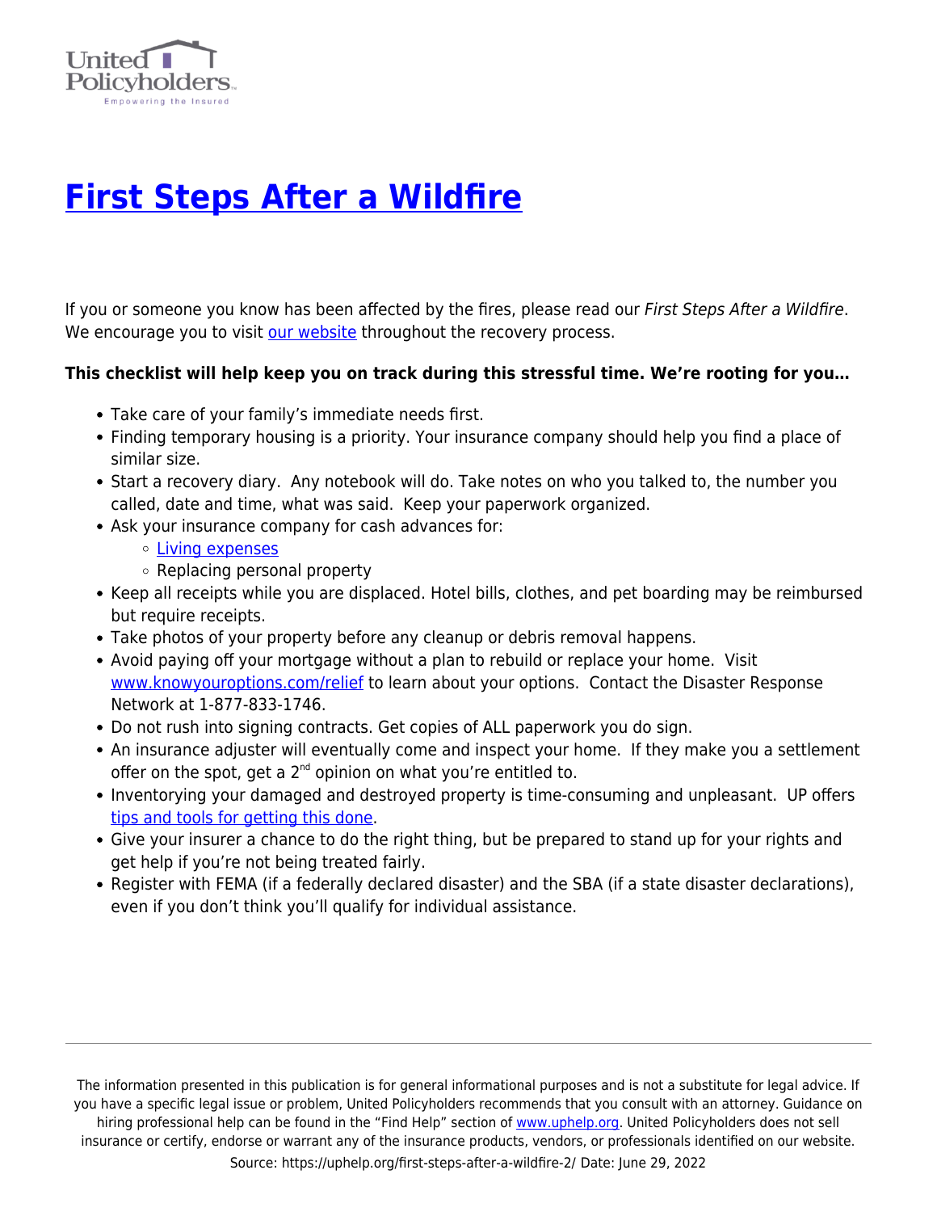United Policyholders
Empowering the Insured

# [First Steps After a Wildfire](#)

If you or someone you know has been affected by the fires, please read our *First Steps After a Wildfire*. We encourage you to visit [our website](#) throughout the recovery process.

**This checklist will help keep you on track during this stressful time. We're rooting for you…**

- Take care of your family's immediate needs first.
- Finding temporary housing is a priority. Your insurance company should help you find a place of similar size.
- Start a recovery diary. Any notebook will do. Take notes on who you talked to, the number you called, date and time, what was said. Keep your paperwork organized.
- Ask your insurance company for cash advances for:
  - [Living expenses](#)
  - Replacing personal property
- Keep all receipts while you are displaced. Hotel bills, clothes, and pet boarding may be reimbursed but require receipts.
- Take photos of your property before any cleanup or debris removal happens.
- Avoid paying off your mortgage without a plan to rebuild or replace your home. Visit [www.knowyouroptions.com/relief](http://www.knowyouroptions.com/relief) to learn about your options. Contact the Disaster Response Network at 1-877-833-1746.
- Do not rush into signing contracts. Get copies of ALL paperwork you do sign.
- An insurance adjuster will eventually come and inspect your home. If they make you a settlement offer on the spot, get a 2nd opinion on what you're entitled to.
- Inventorying your damaged and destroyed property is time-consuming and unpleasant. UP offers [tips and tools for getting this done](#).
- Give your insurer a chance to do the right thing, but be prepared to stand up for your rights and get help if you're not being treated fairly.
- Register with FEMA (if a federally declared disaster) and the SBA (if a state disaster declarations), even if you don't think you'll qualify for individual assistance.

---

The information presented in this publication is for general informational purposes and is not a substitute for legal advice. If you have a specific legal issue or problem, United Policyholders recommends that you consult with an attorney. Guidance on hiring professional help can be found in the "Find Help" section of [www.uphelp.org](http://www.uphelp.org). United Policyholders does not sell insurance or certify, endorse or warrant any of the insurance products, vendors, or professionals identified on our website.

Source: https://uphelp.org/first-steps-after-a-wildfire-2/ Date: June 29, 2022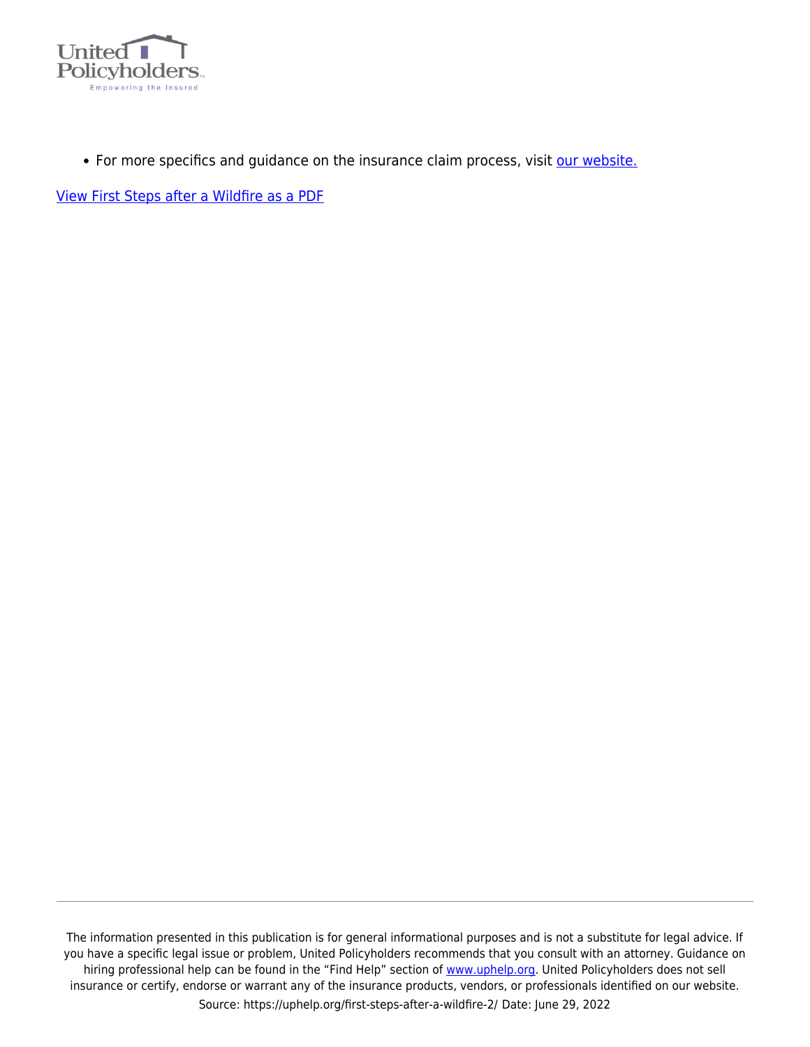- For more specifics and guidance on the insurance claim process, visit our website.

View First Steps after a Wildfire as a PDF

The information presented in this publication is for general informational purposes and is not a substitute for legal advice. If you have a specific legal issue or problem, United Policyholders recommends that you consult with an attorney. Guidance on hiring professional help can be found in the "Find Help" section of www.uphelp.org. United Policyholders does not sell insurance or certify, endorse or warrant any of the insurance products, vendors, or professionals identified on our website.

Source: https://uphelp.org/first-steps-after-a-wildfire-2/ Date: June 29, 2022